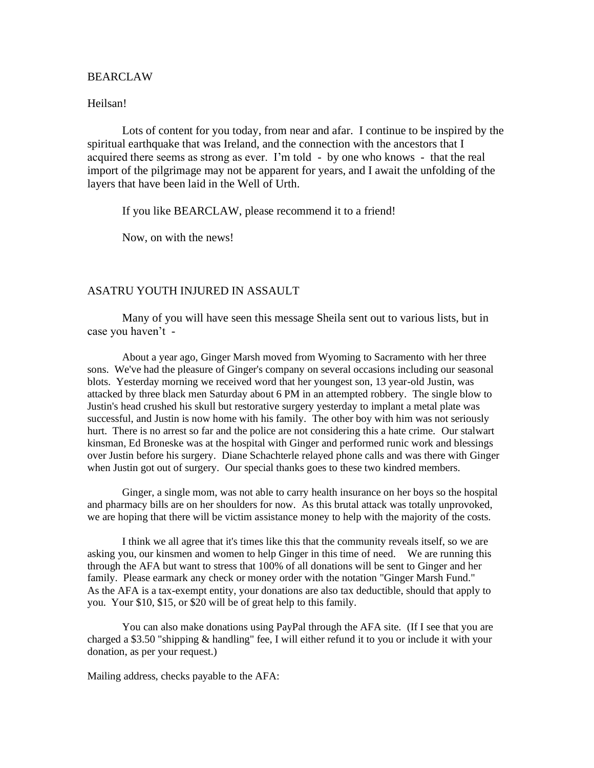BEARCLAW

Heilsan!

Lots of content for you today, from near and afar. I continue to be inspired by the spiritual earthquake that was Ireland, and the connection with the ancestors that I acquired there seems as strong as ever. I'm told - by one who knows - that the real import of the pilgrimage may not be apparent for years, and I await the unfolding of the layers that have been laid in the Well of Urth.

If you like BEARCLAW, please recommend it to a friend!

Now, on with the news!

## ASATRU YOUTH INJURED IN ASSAULT

Many of you will have seen this message Sheila sent out to various lists, but in case you haven't -

About a year ago, Ginger Marsh moved from Wyoming to Sacramento with her three sons. We've had the pleasure of Ginger's company on several occasions including our seasonal blots. Yesterday morning we received word that her youngest son, 13 year-old Justin, was attacked by three black men Saturday about 6 PM in an attempted robbery. The single blow to Justin's head crushed his skull but restorative surgery yesterday to implant a metal plate was successful, and Justin is now home with his family. The other boy with him was not seriously hurt. There is no arrest so far and the police are not considering this a hate crime. Our stalwart kinsman, Ed Broneske was at the hospital with Ginger and performed runic work and blessings over Justin before his surgery. Diane Schachterle relayed phone calls and was there with Ginger when Justin got out of surgery. Our special thanks goes to these two kindred members.

Ginger, a single mom, was not able to carry health insurance on her boys so the hospital and pharmacy bills are on her shoulders for now. As this brutal attack was totally unprovoked, we are hoping that there will be victim assistance money to help with the majority of the costs.

I think we all agree that it's times like this that the community reveals itself, so we are asking you, our kinsmen and women to help Ginger in this time of need. We are running this through the AFA but want to stress that 100% of all donations will be sent to Ginger and her family. Please earmark any check or money order with the notation "Ginger Marsh Fund." As the AFA is a tax-exempt entity, your donations are also tax deductible, should that apply to you. Your $10, $15, or $20 will be of great help to this family.

You can also make donations using PayPal through the AFA site. (If I see that you are charged a $3.50 "shipping & handling" fee, I will either refund it to you or include it with your donation, as per your request.)

Mailing address, checks payable to the AFA: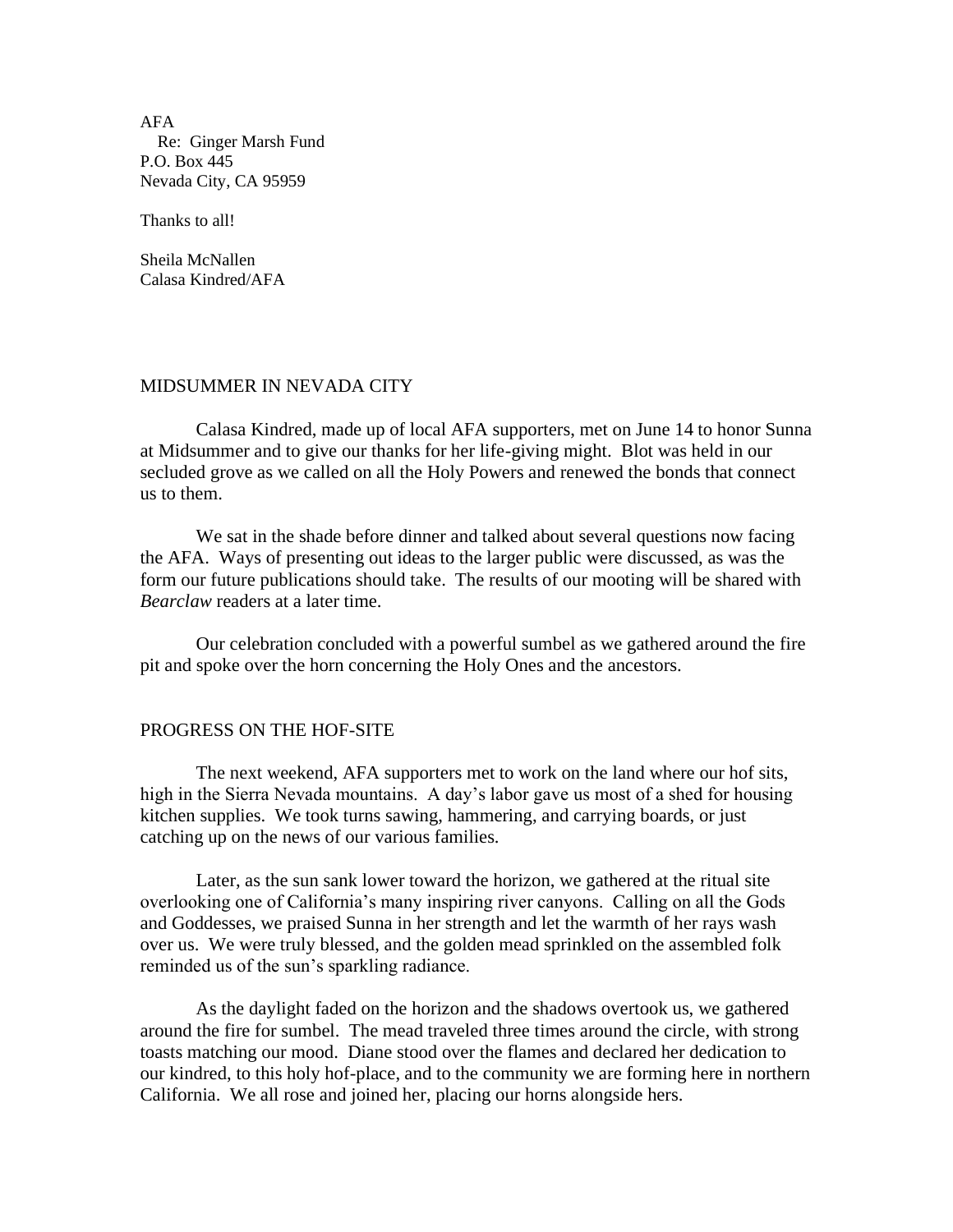AFA
   Re: Ginger Marsh Fund
P.O. Box 445
Nevada City, CA 95959

Thanks to all!

Sheila McNallen
Calasa Kindred/AFA

## MIDSUMMER IN NEVADA CITY

Calasa Kindred, made up of local AFA supporters, met on June 14 to honor Sunna at Midsummer and to give our thanks for her life-giving might. Blot was held in our secluded grove as we called on all the Holy Powers and renewed the bonds that connect us to them.

We sat in the shade before dinner and talked about several questions now facing the AFA. Ways of presenting out ideas to the larger public were discussed, as was the form our future publications should take. The results of our mooting will be shared with *Bearclaw* readers at a later time.

Our celebration concluded with a powerful sumbel as we gathered around the fire pit and spoke over the horn concerning the Holy Ones and the ancestors.

## PROGRESS ON THE HOF-SITE

The next weekend, AFA supporters met to work on the land where our hof sits, high in the Sierra Nevada mountains. A day's labor gave us most of a shed for housing kitchen supplies. We took turns sawing, hammering, and carrying boards, or just catching up on the news of our various families.

Later, as the sun sank lower toward the horizon, we gathered at the ritual site overlooking one of California's many inspiring river canyons. Calling on all the Gods and Goddesses, we praised Sunna in her strength and let the warmth of her rays wash over us. We were truly blessed, and the golden mead sprinkled on the assembled folk reminded us of the sun's sparkling radiance.

As the daylight faded on the horizon and the shadows overtook us, we gathered around the fire for sumbel. The mead traveled three times around the circle, with strong toasts matching our mood. Diane stood over the flames and declared her dedication to our kindred, to this holy hof-place, and to the community we are forming here in northern California. We all rose and joined her, placing our horns alongside hers.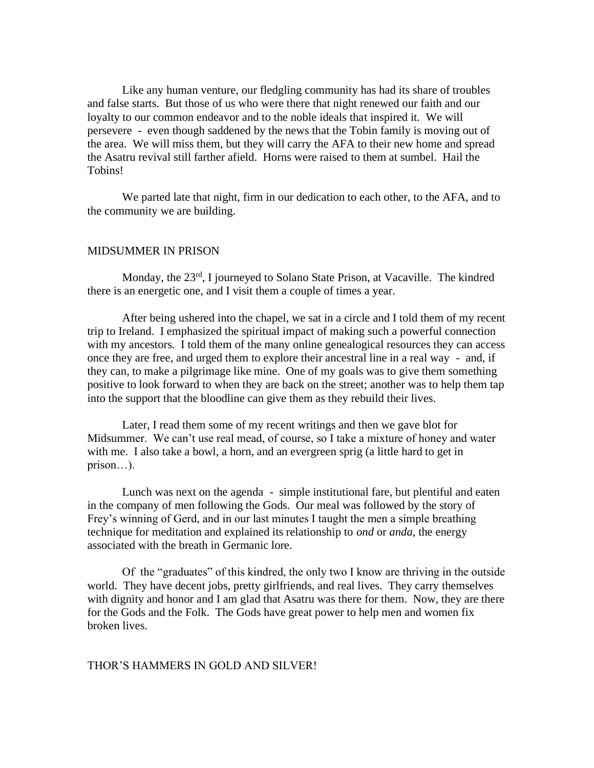Like any human venture, our fledgling community has had its share of troubles and false starts. But those of us who were there that night renewed our faith and our loyalty to our common endeavor and to the noble ideals that inspired it. We will persevere - even though saddened by the news that the Tobin family is moving out of the area. We will miss them, but they will carry the AFA to their new home and spread the Asatru revival still farther afield. Horns were raised to them at sumbel. Hail the Tobins!

We parted late that night, firm in our dedication to each other, to the AFA, and to the community we are building.

## MIDSUMMER IN PRISON

Monday, the 23rd, I journeyed to Solano State Prison, at Vacaville. The kindred there is an energetic one, and I visit them a couple of times a year.

After being ushered into the chapel, we sat in a circle and I told them of my recent trip to Ireland. I emphasized the spiritual impact of making such a powerful connection with my ancestors. I told them of the many online genealogical resources they can access once they are free, and urged them to explore their ancestral line in a real way - and, if they can, to make a pilgrimage like mine. One of my goals was to give them something positive to look forward to when they are back on the street; another was to help them tap into the support that the bloodline can give them as they rebuild their lives.

Later, I read them some of my recent writings and then we gave blot for Midsummer. We can't use real mead, of course, so I take a mixture of honey and water with me. I also take a bowl, a horn, and an evergreen sprig (a little hard to get in prison…).

Lunch was next on the agenda - simple institutional fare, but plentiful and eaten in the company of men following the Gods. Our meal was followed by the story of Frey's winning of Gerd, and in our last minutes I taught the men a simple breathing technique for meditation and explained its relationship to *ond* or *anda*, the energy associated with the breath in Germanic lore.

Of the "graduates" of this kindred, the only two I know are thriving in the outside world. They have decent jobs, pretty girlfriends, and real lives. They carry themselves with dignity and honor and I am glad that Asatru was there for them. Now, they are there for the Gods and the Folk. The Gods have great power to help men and women fix broken lives.

## THOR'S HAMMERS IN GOLD AND SILVER!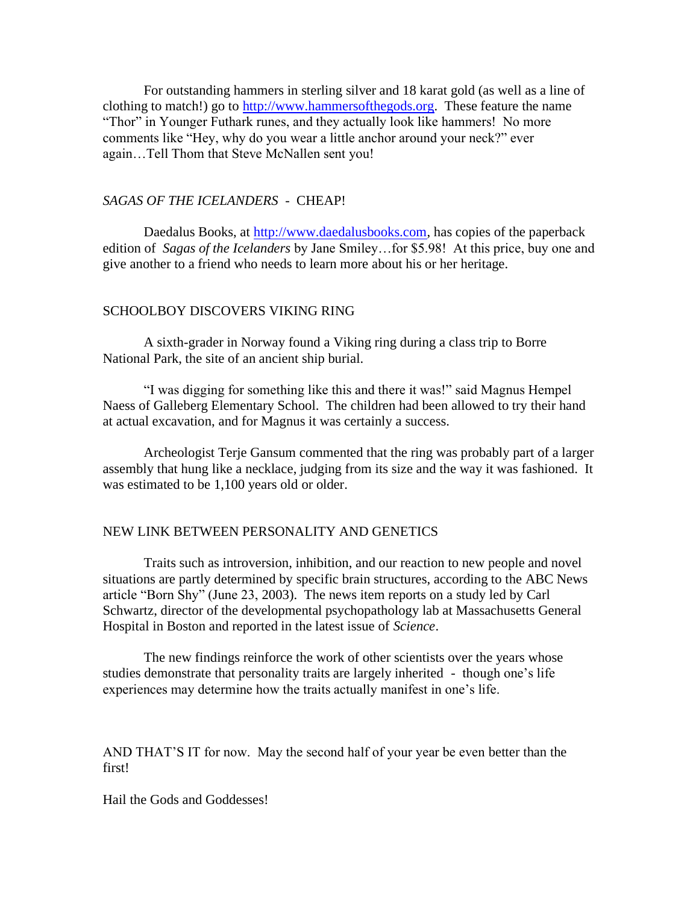For outstanding hammers in sterling silver and 18 karat gold (as well as a line of clothing to match!) go to [http://www.hammersofthegods.org](http://www.hammersofthegods.org). These feature the name "Thor" in Younger Futhark runes, and they actually look like hammers! No more comments like "Hey, why do you wear a little anchor around your neck?" ever again…Tell Thom that Steve McNallen sent you!

*SAGAS OF THE ICELANDERS* - CHEAP!

Daedalus Books, at [http://www.daedalusbooks.com](http://www.daedalusbooks.com), has copies of the paperback edition of *Sagas of the Icelanders* by Jane Smiley…for $5.98! At this price, buy one and give another to a friend who needs to learn more about his or her heritage.

SCHOOLBOY DISCOVERS VIKING RING

A sixth-grader in Norway found a Viking ring during a class trip to Borre National Park, the site of an ancient ship burial.

"I was digging for something like this and there it was!" said Magnus Hempel Naess of Galleberg Elementary School. The children had been allowed to try their hand at actual excavation, and for Magnus it was certainly a success.

Archeologist Terje Gansum commented that the ring was probably part of a larger assembly that hung like a necklace, judging from its size and the way it was fashioned. It was estimated to be 1,100 years old or older.

NEW LINK BETWEEN PERSONALITY AND GENETICS

Traits such as introversion, inhibition, and our reaction to new people and novel situations are partly determined by specific brain structures, according to the ABC News article "Born Shy" (June 23, 2003). The news item reports on a study led by Carl Schwartz, director of the developmental psychopathology lab at Massachusetts General Hospital in Boston and reported in the latest issue of *Science*.

The new findings reinforce the work of other scientists over the years whose studies demonstrate that personality traits are largely inherited - though one's life experiences may determine how the traits actually manifest in one's life.

AND THAT'S IT for now. May the second half of your year be even better than the first!

Hail the Gods and Goddesses!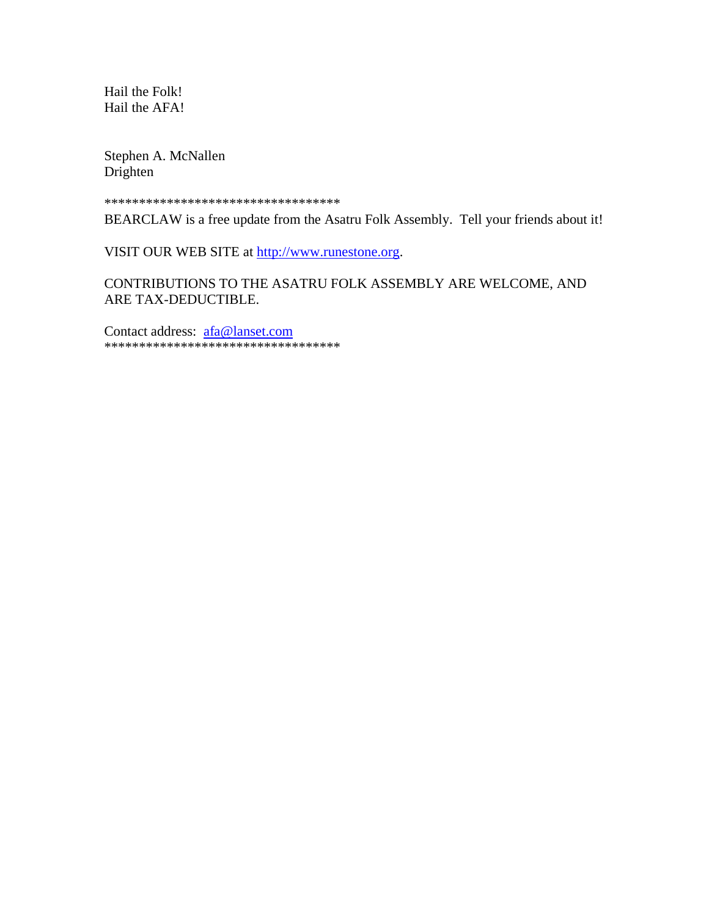Hail the Folk!
Hail the AFA!

Stephen A. McNallen
Drighten

***********************************
BEARCLAW is a free update from the Asatru Folk Assembly. Tell your friends about it!

VISIT OUR WEB SITE at [http://www.runestone.org](http://www.runestone.org).

CONTRIBUTIONS TO THE ASATRU FOLK ASSEMBLY ARE WELCOME, AND ARE TAX-DEDUCTIBLE.

Contact address: [afa@lanset.com](mailto:afa@lanset.com)
***********************************